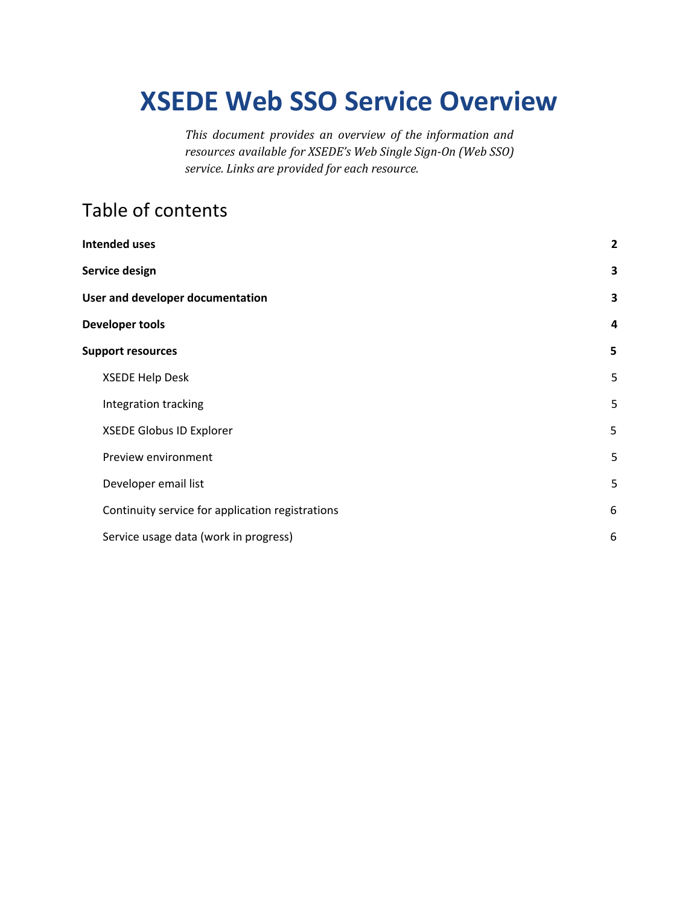# XSEDE Web SSO Service Overview

*This document provides an overview of the information and resources available for XSEDE's Web Single Sign-On (Web SSO) service. Links are provided for each resource.*

## Table of contents

**Intended uses** **2**

**Service design** **3**

**User and developer documentation** **3**

**Developer tools** **4**

**Support resources** **5**

- XSEDE Help Desk 5
- Integration tracking 5
- XSEDE Globus ID Explorer 5
- Preview environment 5
- Developer email list 5
- Continuity service for application registrations 6
- Service usage data (work in progress) 6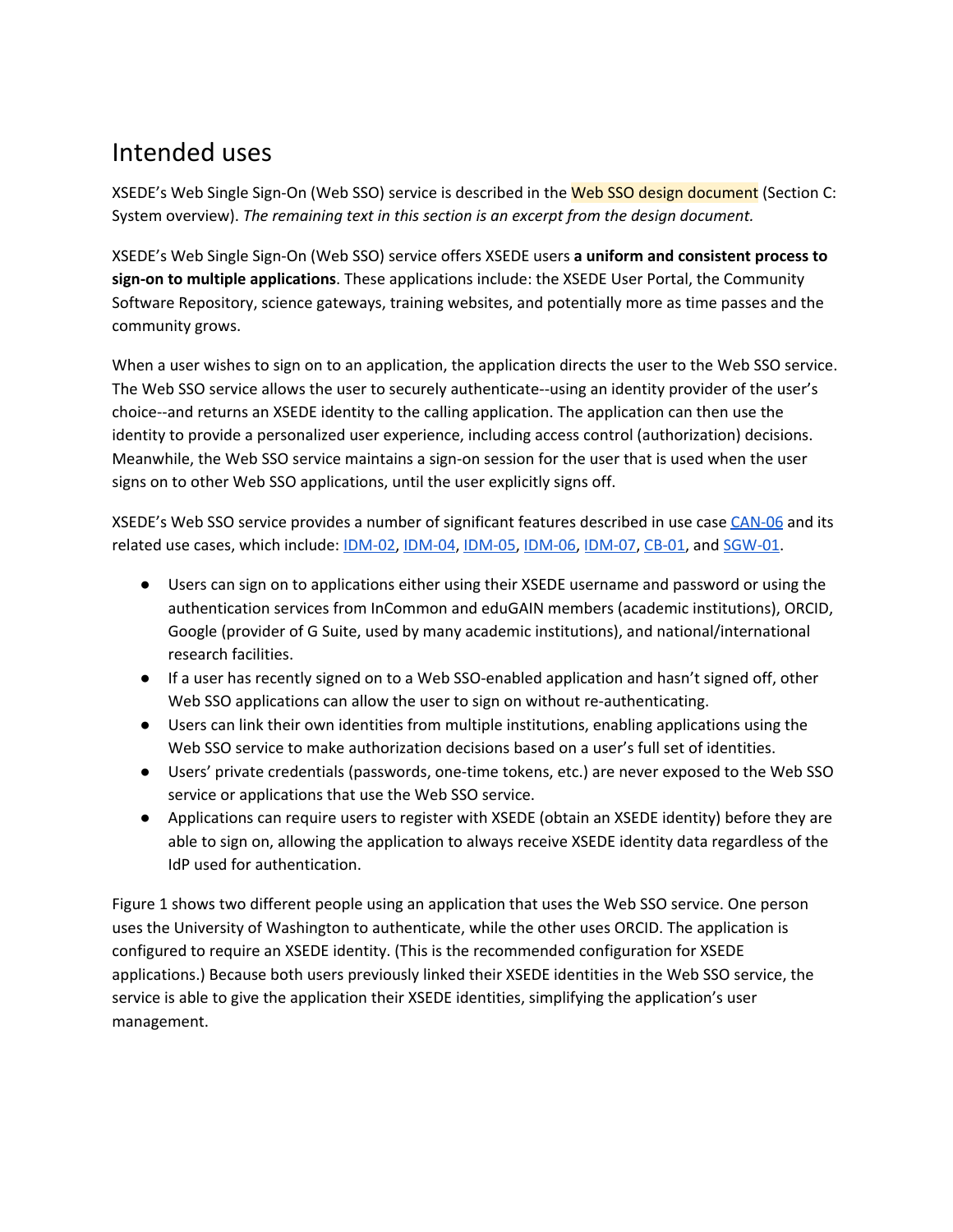# Intended uses

XSEDE's Web Single Sign-On (Web SSO) service is described in the Web SSO design document (Section C: System overview). *The remaining text in this section is an excerpt from the design document.*

XSEDE's Web Single Sign-On (Web SSO) service offers XSEDE users **a uniform and consistent process to sign-on to multiple applications**. These applications include: the XSEDE User Portal, the Community Software Repository, science gateways, training websites, and potentially more as time passes and the community grows.

When a user wishes to sign on to an application, the application directs the user to the Web SSO service. The Web SSO service allows the user to securely authenticate--using an identity provider of the user's choice--and returns an XSEDE identity to the calling application. The application can then use the identity to provide a personalized user experience, including access control (authorization) decisions. Meanwhile, the Web SSO service maintains a sign-on session for the user that is used when the user signs on to other Web SSO applications, until the user explicitly signs off.

XSEDE's Web SSO service provides a number of significant features described in use case CAN-06 and its related use cases, which include: IDM-02, IDM-04, IDM-05, IDM-06, IDM-07, CB-01, and SGW-01.

- Users can sign on to applications either using their XSEDE username and password or using the authentication services from InCommon and eduGAIN members (academic institutions), ORCID, Google (provider of G Suite, used by many academic institutions), and national/international research facilities.
- If a user has recently signed on to a Web SSO-enabled application and hasn't signed off, other Web SSO applications can allow the user to sign on without re-authenticating.
- Users can link their own identities from multiple institutions, enabling applications using the Web SSO service to make authorization decisions based on a user's full set of identities.
- Users' private credentials (passwords, one-time tokens, etc.) are never exposed to the Web SSO service or applications that use the Web SSO service.
- Applications can require users to register with XSEDE (obtain an XSEDE identity) before they are able to sign on, allowing the application to always receive XSEDE identity data regardless of the IdP used for authentication.

Figure 1 shows two different people using an application that uses the Web SSO service. One person uses the University of Washington to authenticate, while the other uses ORCID. The application is configured to require an XSEDE identity. (This is the recommended configuration for XSEDE applications.) Because both users previously linked their XSEDE identities in the Web SSO service, the service is able to give the application their XSEDE identities, simplifying the application's user management.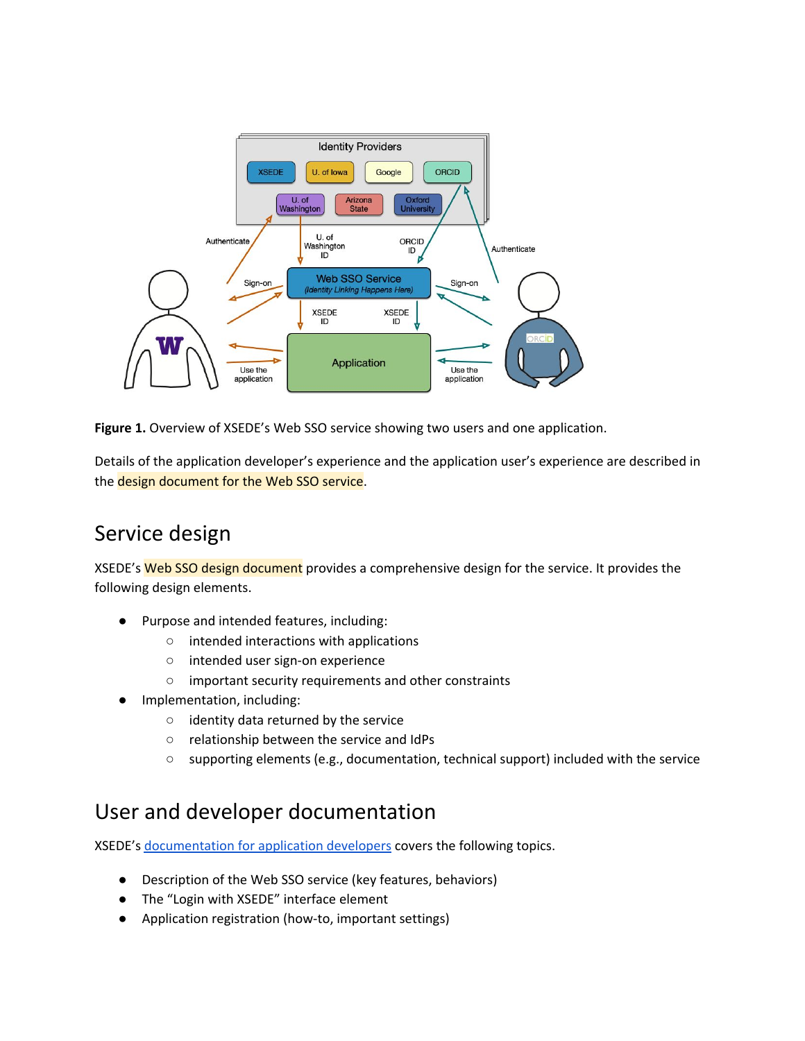**Figure 1.** Overview of XSEDE's Web SSO service showing two users and one application.

Details of the application developer's experience and the application user's experience are described in the design document for the Web SSO service.

## Service design

XSEDE's Web SSO design document provides a comprehensive design for the service. It provides the following design elements.

- Purpose and intended features, including:
  - intended interactions with applications
  - intended user sign-on experience
  - important security requirements and other constraints
- Implementation, including:
  - identity data returned by the service
  - relationship between the service and IdPs
  - supporting elements (e.g., documentation, technical support) included with the service

## User and developer documentation

XSEDE's documentation for application developers covers the following topics.

- Description of the Web SSO service (key features, behaviors)
- The "Login with XSEDE" interface element
- Application registration (how-to, important settings)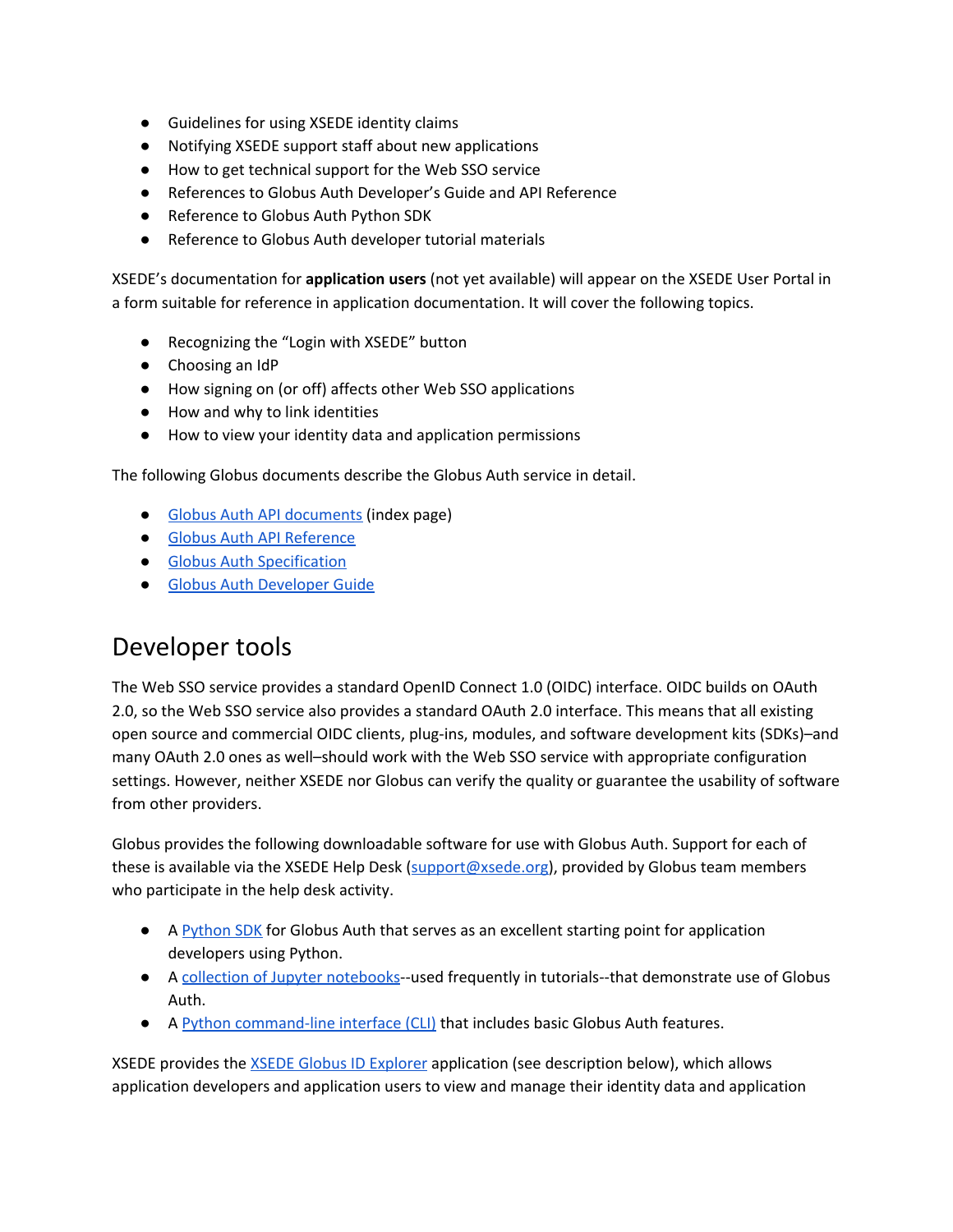- Guidelines for using XSEDE identity claims
- Notifying XSEDE support staff about new applications
- How to get technical support for the Web SSO service
- References to Globus Auth Developer's Guide and API Reference
- Reference to Globus Auth Python SDK
- Reference to Globus Auth developer tutorial materials

XSEDE's documentation for **application users** (not yet available) will appear on the XSEDE User Portal in a form suitable for reference in application documentation. It will cover the following topics.

- Recognizing the "Login with XSEDE" button
- Choosing an IdP
- How signing on (or off) affects other Web SSO applications
- How and why to link identities
- How to view your identity data and application permissions

The following Globus documents describe the Globus Auth service in detail.

- Globus Auth API documents (index page)
- Globus Auth API Reference
- Globus Auth Specification
- Globus Auth Developer Guide

## Developer tools

The Web SSO service provides a standard OpenID Connect 1.0 (OIDC) interface. OIDC builds on OAuth 2.0, so the Web SSO service also provides a standard OAuth 2.0 interface. This means that all existing open source and commercial OIDC clients, plug-ins, modules, and software development kits (SDKs)–and many OAuth 2.0 ones as well–should work with the Web SSO service with appropriate configuration settings. However, neither XSEDE nor Globus can verify the quality or guarantee the usability of software from other providers.

Globus provides the following downloadable software for use with Globus Auth. Support for each of these is available via the XSEDE Help Desk (support@xsede.org), provided by Globus team members who participate in the help desk activity.

- A Python SDK for Globus Auth that serves as an excellent starting point for application developers using Python.
- A collection of Jupyter notebooks--used frequently in tutorials--that demonstrate use of Globus Auth.
- A Python command-line interface (CLI) that includes basic Globus Auth features.

XSEDE provides the XSEDE Globus ID Explorer application (see description below), which allows application developers and application users to view and manage their identity data and application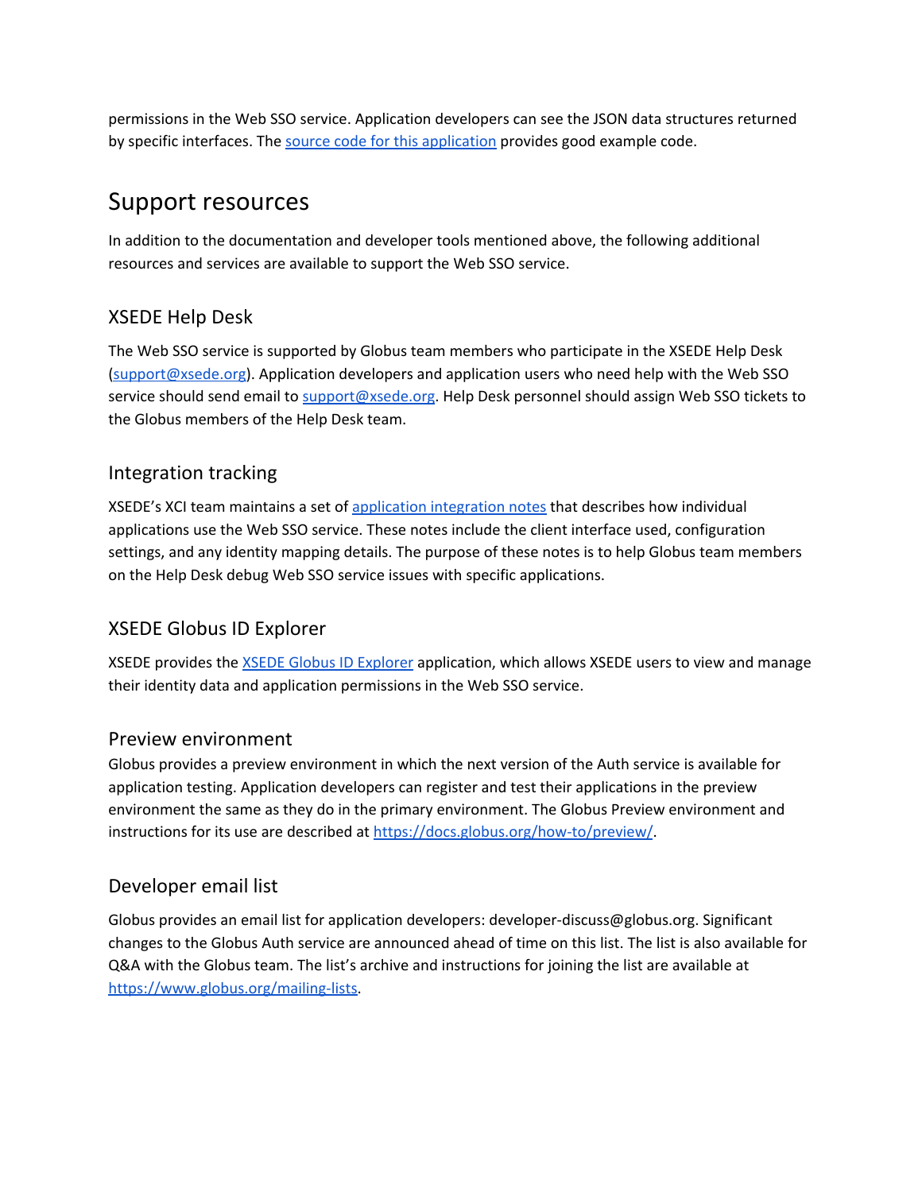permissions in the Web SSO service. Application developers can see the JSON data structures returned by specific interfaces. The source code for this application provides good example code.

## Support resources

In addition to the documentation and developer tools mentioned above, the following additional resources and services are available to support the Web SSO service.

### XSEDE Help Desk

The Web SSO service is supported by Globus team members who participate in the XSEDE Help Desk (support@xsede.org). Application developers and application users who need help with the Web SSO service should send email to support@xsede.org. Help Desk personnel should assign Web SSO tickets to the Globus members of the Help Desk team.

### Integration tracking

XSEDE's XCI team maintains a set of application integration notes that describes how individual applications use the Web SSO service. These notes include the client interface used, configuration settings, and any identity mapping details. The purpose of these notes is to help Globus team members on the Help Desk debug Web SSO service issues with specific applications.

### XSEDE Globus ID Explorer

XSEDE provides the XSEDE Globus ID Explorer application, which allows XSEDE users to view and manage their identity data and application permissions in the Web SSO service.

### Preview environment

Globus provides a preview environment in which the next version of the Auth service is available for application testing. Application developers can register and test their applications in the preview environment the same as they do in the primary environment. The Globus Preview environment and instructions for its use are described at https://docs.globus.org/how-to/preview/.

### Developer email list

Globus provides an email list for application developers: developer-discuss@globus.org. Significant changes to the Globus Auth service are announced ahead of time on this list. The list is also available for Q&A with the Globus team. The list's archive and instructions for joining the list are available at https://www.globus.org/mailing-lists.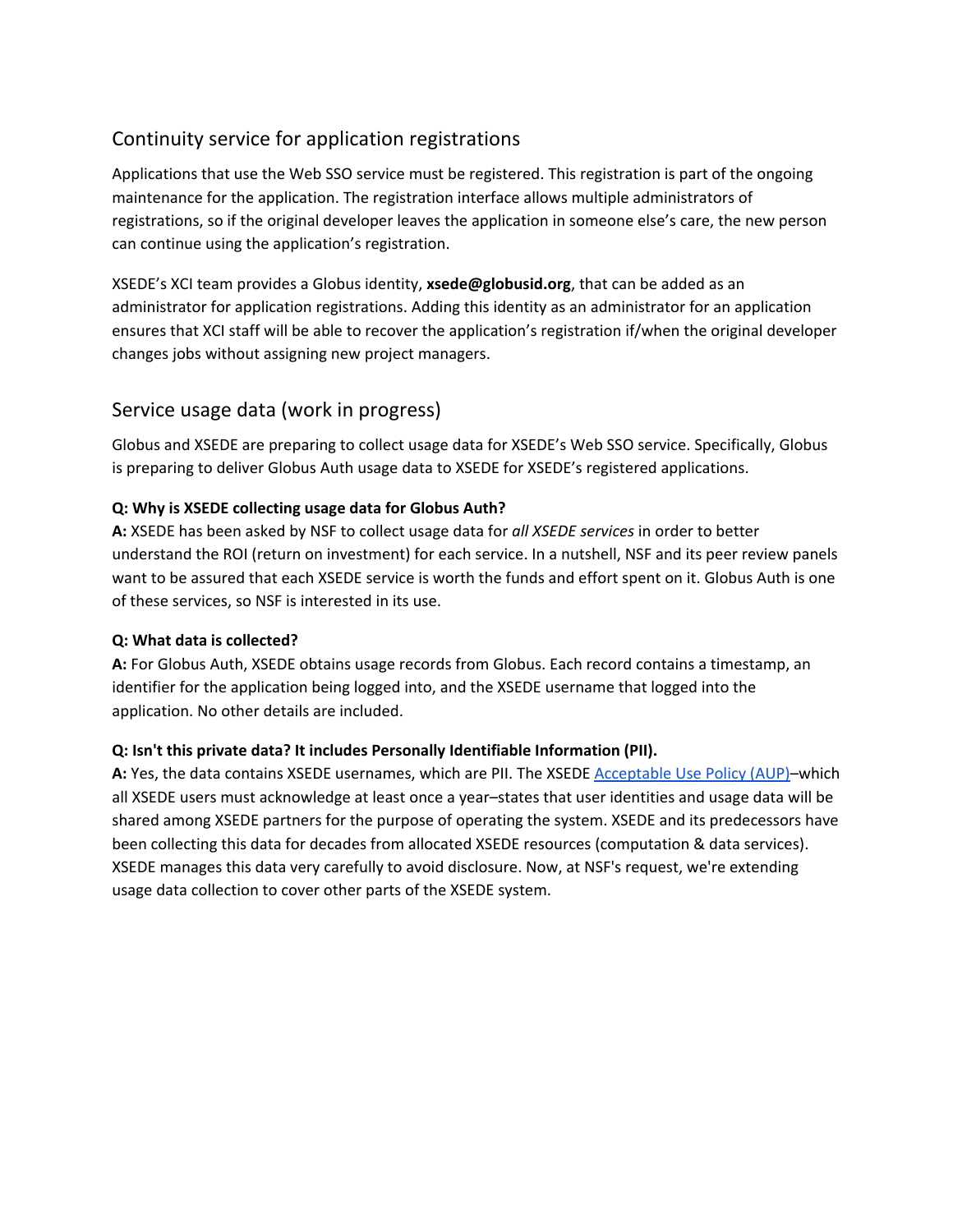## Continuity service for application registrations

Applications that use the Web SSO service must be registered. This registration is part of the ongoing maintenance for the application. The registration interface allows multiple administrators of registrations, so if the original developer leaves the application in someone else's care, the new person can continue using the application's registration.

XSEDE's XCI team provides a Globus identity, **xsede@globusid.org**, that can be added as an administrator for application registrations. Adding this identity as an administrator for an application ensures that XCI staff will be able to recover the application's registration if/when the original developer changes jobs without assigning new project managers.

## Service usage data (work in progress)

Globus and XSEDE are preparing to collect usage data for XSEDE's Web SSO service. Specifically, Globus is preparing to deliver Globus Auth usage data to XSEDE for XSEDE's registered applications.

**Q: Why is XSEDE collecting usage data for Globus Auth?**
**A:** XSEDE has been asked by NSF to collect usage data for *all XSEDE services* in order to better understand the ROI (return on investment) for each service. In a nutshell, NSF and its peer review panels want to be assured that each XSEDE service is worth the funds and effort spent on it. Globus Auth is one of these services, so NSF is interested in its use.

**Q: What data is collected?**
**A:** For Globus Auth, XSEDE obtains usage records from Globus. Each record contains a timestamp, an identifier for the application being logged into, and the XSEDE username that logged into the application. No other details are included.

**Q: Isn't this private data? It includes Personally Identifiable Information (PII).**
**A:** Yes, the data contains XSEDE usernames, which are PII. The XSEDE Acceptable Use Policy (AUP)–which all XSEDE users must acknowledge at least once a year–states that user identities and usage data will be shared among XSEDE partners for the purpose of operating the system. XSEDE and its predecessors have been collecting this data for decades from allocated XSEDE resources (computation & data services). XSEDE manages this data very carefully to avoid disclosure. Now, at NSF's request, we're extending usage data collection to cover other parts of the XSEDE system.